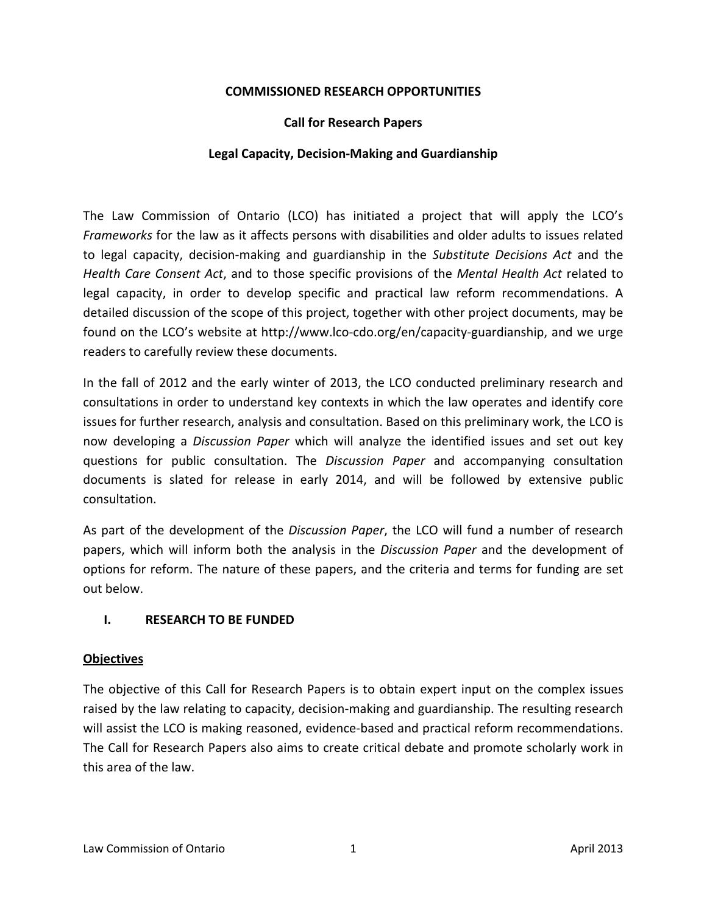**COMMISSIONED RESEARCH OPPORTUNITIES**

**Call for Research Papers**

**Legal Capacity, Decision-Making and Guardianship**

The Law Commission of Ontario (LCO) has initiated a project that will apply the LCO's *Frameworks* for the law as it affects persons with disabilities and older adults to issues related to legal capacity, decision-making and guardianship in the *Substitute Decisions Act* and the *Health Care Consent Act*, and to those specific provisions of the *Mental Health Act* related to legal capacity, in order to develop specific and practical law reform recommendations. A detailed discussion of the scope of this project, together with other project documents, may be found on the LCO's website at http://www.lco-cdo.org/en/capacity-guardianship, and we urge readers to carefully review these documents.

In the fall of 2012 and the early winter of 2013, the LCO conducted preliminary research and consultations in order to understand key contexts in which the law operates and identify core issues for further research, analysis and consultation. Based on this preliminary work, the LCO is now developing a *Discussion Paper* which will analyze the identified issues and set out key questions for public consultation. The *Discussion Paper* and accompanying consultation documents is slated for release in early 2014, and will be followed by extensive public consultation.

As part of the development of the *Discussion Paper*, the LCO will fund a number of research papers, which will inform both the analysis in the *Discussion Paper* and the development of options for reform. The nature of these papers, and the criteria and terms for funding are set out below.

## I. RESEARCH TO BE FUNDED

### Objectives

The objective of this Call for Research Papers is to obtain expert input on the complex issues raised by the law relating to capacity, decision-making and guardianship. The resulting research will assist the LCO is making reasoned, evidence-based and practical reform recommendations. The Call for Research Papers also aims to create critical debate and promote scholarly work in this area of the law.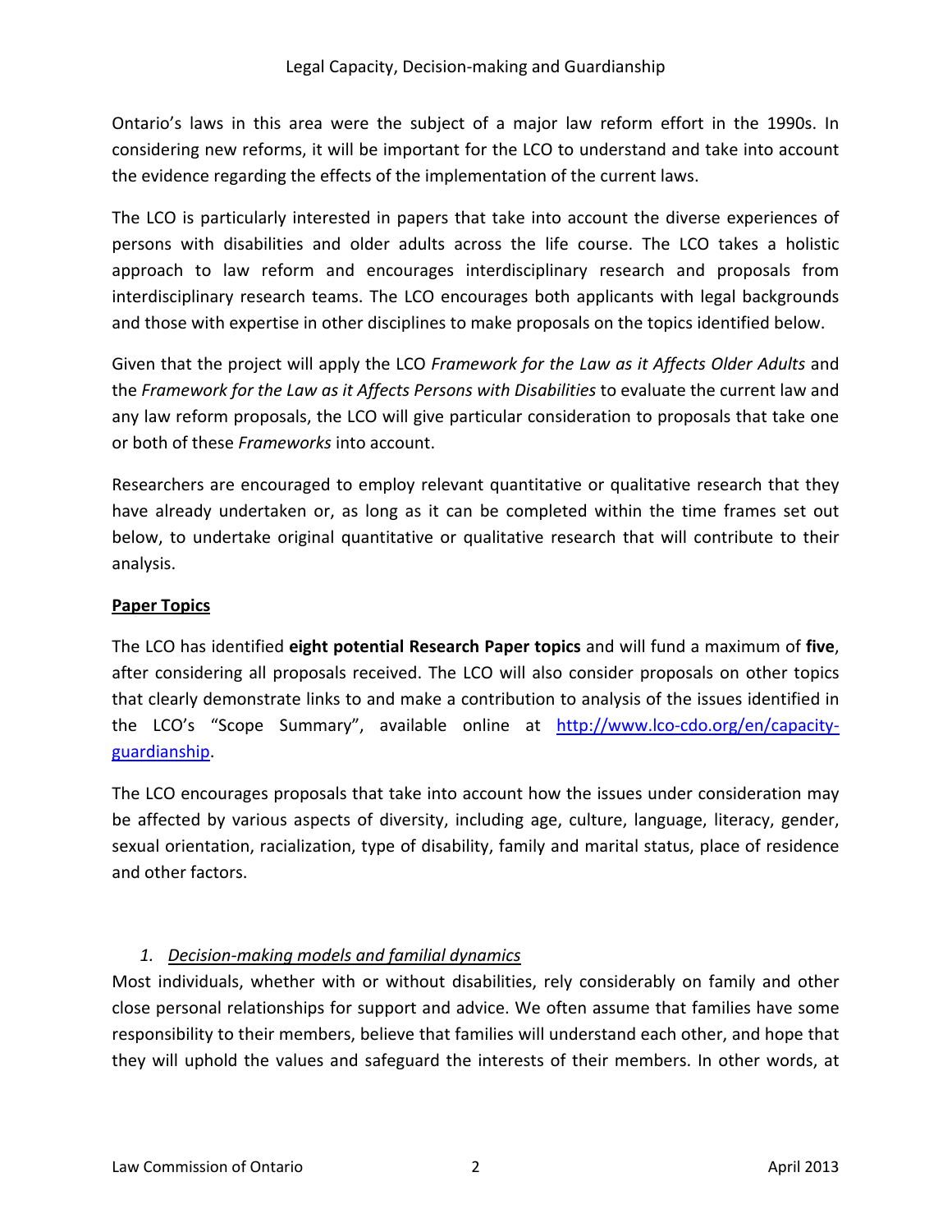Ontario's laws in this area were the subject of a major law reform effort in the 1990s. In considering new reforms, it will be important for the LCO to understand and take into account the evidence regarding the effects of the implementation of the current laws.

The LCO is particularly interested in papers that take into account the diverse experiences of persons with disabilities and older adults across the life course. The LCO takes a holistic approach to law reform and encourages interdisciplinary research and proposals from interdisciplinary research teams. The LCO encourages both applicants with legal backgrounds and those with expertise in other disciplines to make proposals on the topics identified below.

Given that the project will apply the LCO *Framework for the Law as it Affects Older Adults* and the *Framework for the Law as it Affects Persons with Disabilities* to evaluate the current law and any law reform proposals, the LCO will give particular consideration to proposals that take one or both of these *Frameworks* into account.

Researchers are encouraged to employ relevant quantitative or qualitative research that they have already undertaken or, as long as it can be completed within the time frames set out below, to undertake original quantitative or qualitative research that will contribute to their analysis.

## Paper Topics

The LCO has identified **eight potential Research Paper topics** and will fund a maximum of **five**, after considering all proposals received. The LCO will also consider proposals on other topics that clearly demonstrate links to and make a contribution to analysis of the issues identified in the LCO's "Scope Summary", available online at [http://www.lco-cdo.org/en/capacity-guardianship](http://www.lco-cdo.org/en/capacity-guardianship).

The LCO encourages proposals that take into account how the issues under consideration may be affected by various aspects of diversity, including age, culture, language, literacy, gender, sexual orientation, racialization, type of disability, family and marital status, place of residence and other factors.

### 1. *Decision-making models and familial dynamics*

Most individuals, whether with or without disabilities, rely considerably on family and other close personal relationships for support and advice. We often assume that families have some responsibility to their members, believe that families will understand each other, and hope that they will uphold the values and safeguard the interests of their members. In other words, at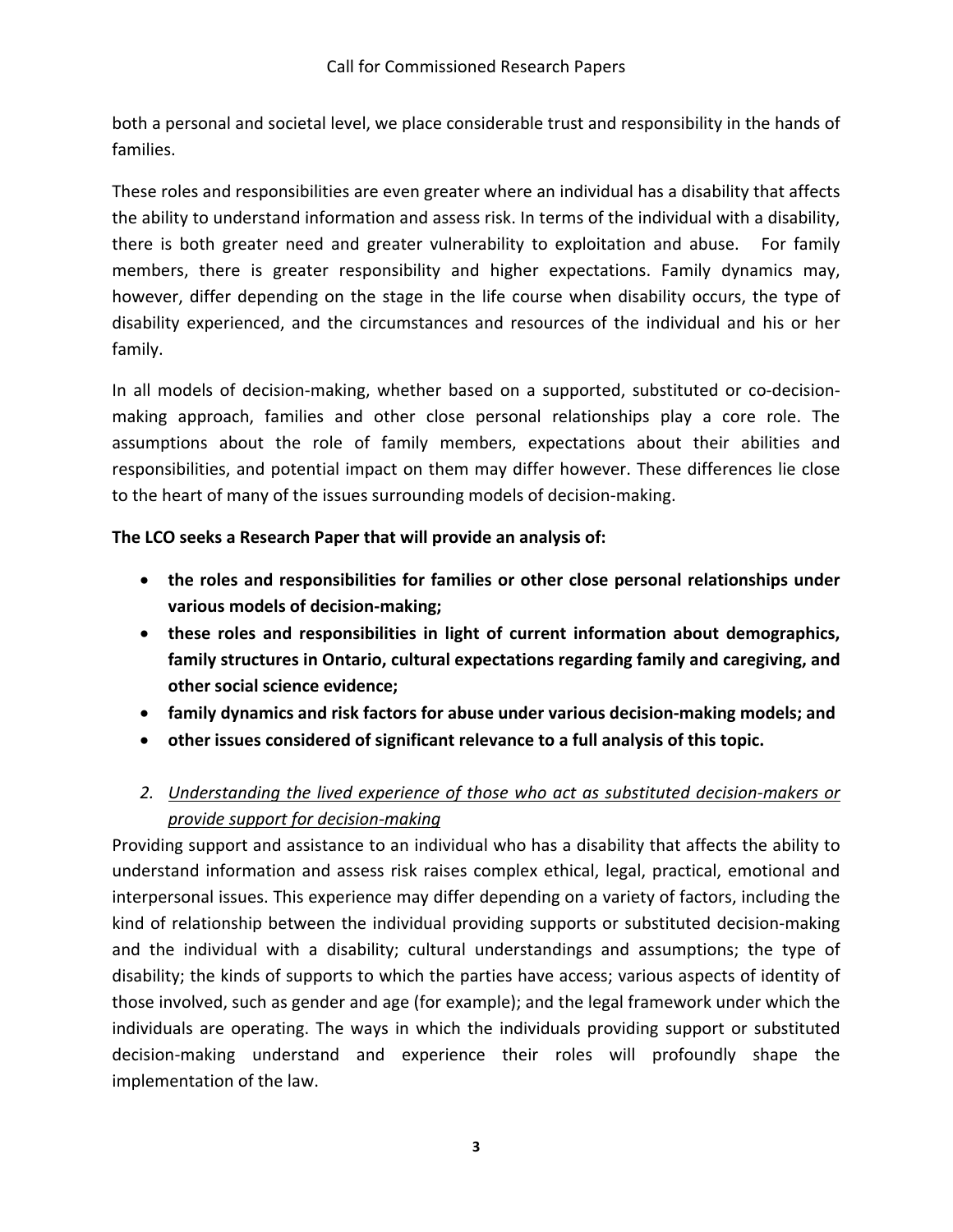both a personal and societal level, we place considerable trust and responsibility in the hands of families.

These roles and responsibilities are even greater where an individual has a disability that affects the ability to understand information and assess risk. In terms of the individual with a disability, there is both greater need and greater vulnerability to exploitation and abuse. For family members, there is greater responsibility and higher expectations. Family dynamics may, however, differ depending on the stage in the life course when disability occurs, the type of disability experienced, and the circumstances and resources of the individual and his or her family.

In all models of decision-making, whether based on a supported, substituted or co-decision-making approach, families and other close personal relationships play a core role. The assumptions about the role of family members, expectations about their abilities and responsibilities, and potential impact on them may differ however. These differences lie close to the heart of many of the issues surrounding models of decision-making.

**The LCO seeks a Research Paper that will provide an analysis of:**

- **the roles and responsibilities for families or other close personal relationships under various models of decision-making;**
- **these roles and responsibilities in light of current information about demographics, family structures in Ontario, cultural expectations regarding family and caregiving, and other social science evidence;**
- **family dynamics and risk factors for abuse under various decision-making models; and**
- **other issues considered of significant relevance to a full analysis of this topic.**

### 2. *Understanding the lived experience of those who act as substituted decision-makers or provide support for decision-making*

Providing support and assistance to an individual who has a disability that affects the ability to understand information and assess risk raises complex ethical, legal, practical, emotional and interpersonal issues. This experience may differ depending on a variety of factors, including the kind of relationship between the individual providing supports or substituted decision-making and the individual with a disability; cultural understandings and assumptions; the type of disability; the kinds of supports to which the parties have access; various aspects of identity of those involved, such as gender and age (for example); and the legal framework under which the individuals are operating. The ways in which the individuals providing support or substituted decision-making understand and experience their roles will profoundly shape the implementation of the law.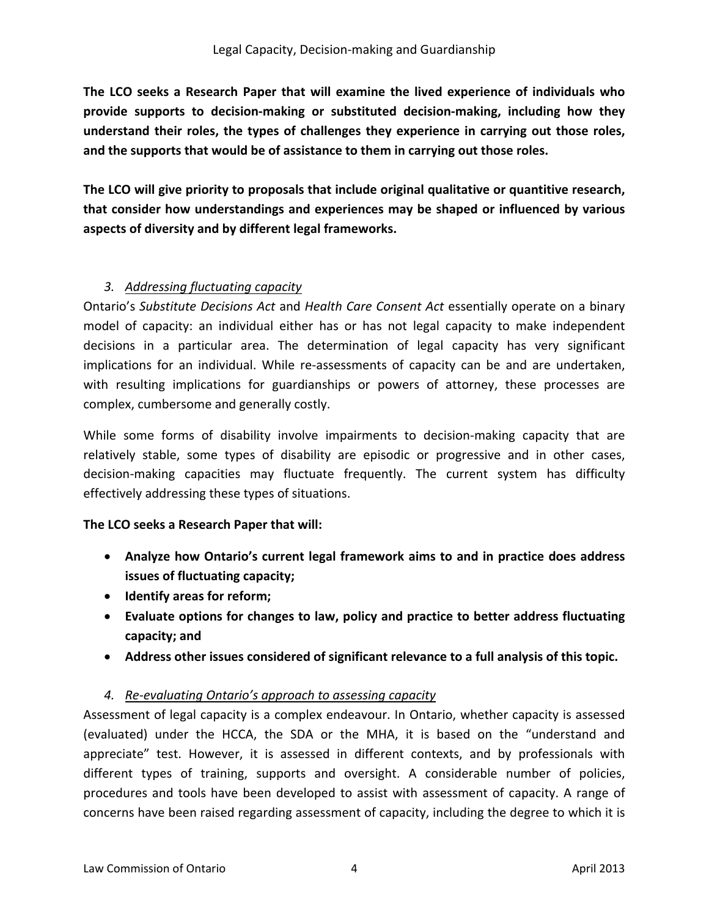**The LCO seeks a Research Paper that will examine the lived experience of individuals who provide supports to decision-making or substituted decision-making, including how they understand their roles, the types of challenges they experience in carrying out those roles, and the supports that would be of assistance to them in carrying out those roles.**

**The LCO will give priority to proposals that include original qualitative or quantitive research, that consider how understandings and experiences may be shaped or influenced by various aspects of diversity and by different legal frameworks.**

### 3. *Addressing fluctuating capacity*

Ontario's *Substitute Decisions Act* and *Health Care Consent Act* essentially operate on a binary model of capacity: an individual either has or has not legal capacity to make independent decisions in a particular area. The determination of legal capacity has very significant implications for an individual. While re-assessments of capacity can be and are undertaken, with resulting implications for guardianships or powers of attorney, these processes are complex, cumbersome and generally costly.

While some forms of disability involve impairments to decision-making capacity that are relatively stable, some types of disability are episodic or progressive and in other cases, decision-making capacities may fluctuate frequently. The current system has difficulty effectively addressing these types of situations.

**The LCO seeks a Research Paper that will:**

- **Analyze how Ontario's current legal framework aims to and in practice does address issues of fluctuating capacity;**
- **Identify areas for reform;**
- **Evaluate options for changes to law, policy and practice to better address fluctuating capacity; and**
- **Address other issues considered of significant relevance to a full analysis of this topic.**

### 4. *Re-evaluating Ontario's approach to assessing capacity*

Assessment of legal capacity is a complex endeavour. In Ontario, whether capacity is assessed (evaluated) under the HCCA, the SDA or the MHA, it is based on the "understand and appreciate" test. However, it is assessed in different contexts, and by professionals with different types of training, supports and oversight. A considerable number of policies, procedures and tools have been developed to assist with assessment of capacity. A range of concerns have been raised regarding assessment of capacity, including the degree to which it is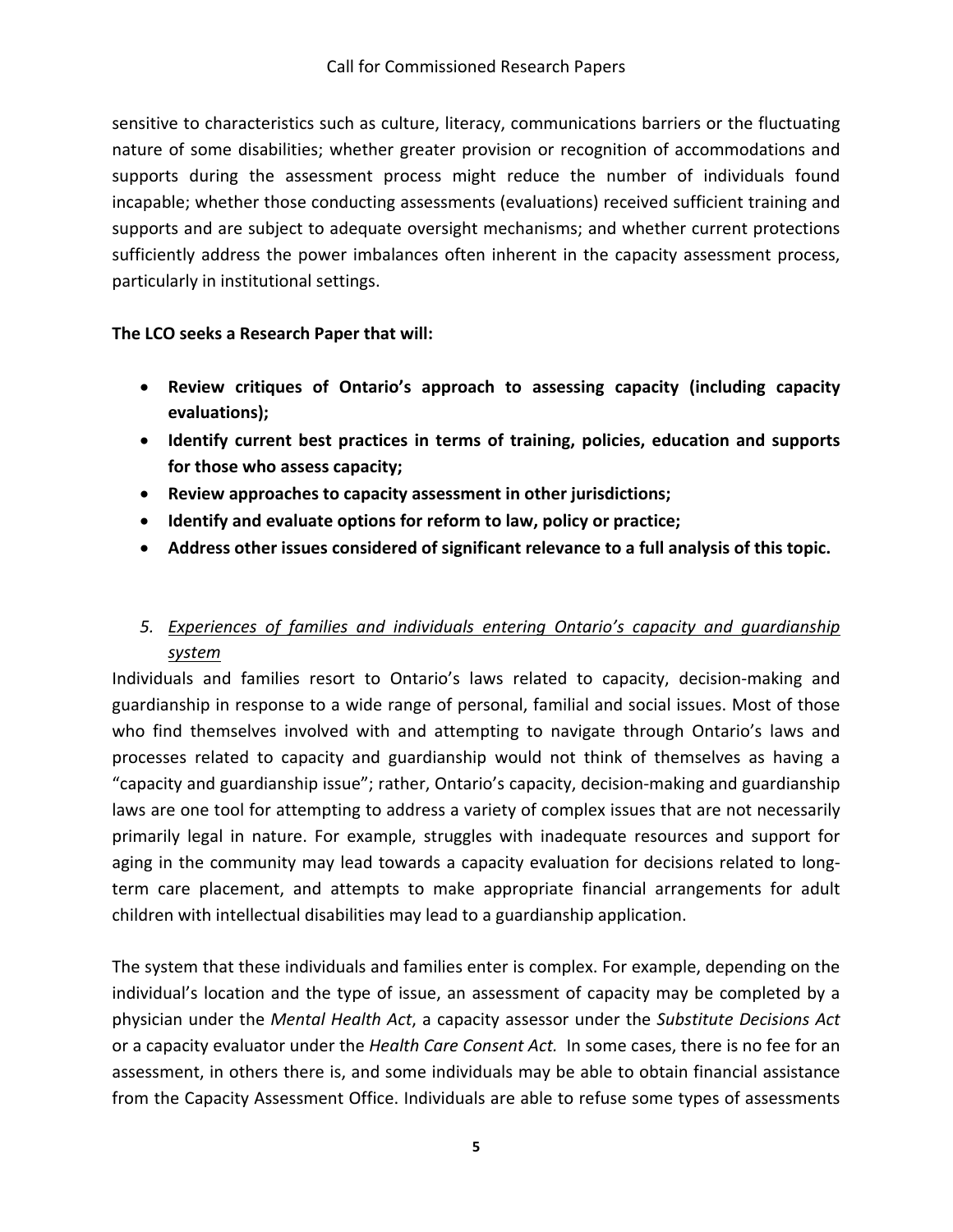sensitive to characteristics such as culture, literacy, communications barriers or the fluctuating nature of some disabilities; whether greater provision or recognition of accommodations and supports during the assessment process might reduce the number of individuals found incapable; whether those conducting assessments (evaluations) received sufficient training and supports and are subject to adequate oversight mechanisms; and whether current protections sufficiently address the power imbalances often inherent in the capacity assessment process, particularly in institutional settings.

**The LCO seeks a Research Paper that will:**

- **Review critiques of Ontario's approach to assessing capacity (including capacity evaluations);**
- **Identify current best practices in terms of training, policies, education and supports for those who assess capacity;**
- **Review approaches to capacity assessment in other jurisdictions;**
- **Identify and evaluate options for reform to law, policy or practice;**
- **Address other issues considered of significant relevance to a full analysis of this topic.**

### 5. *Experiences of families and individuals entering Ontario's capacity and guardianship system*

Individuals and families resort to Ontario's laws related to capacity, decision-making and guardianship in response to a wide range of personal, familial and social issues. Most of those who find themselves involved with and attempting to navigate through Ontario's laws and processes related to capacity and guardianship would not think of themselves as having a "capacity and guardianship issue"; rather, Ontario's capacity, decision-making and guardianship laws are one tool for attempting to address a variety of complex issues that are not necessarily primarily legal in nature. For example, struggles with inadequate resources and support for aging in the community may lead towards a capacity evaluation for decisions related to long-term care placement, and attempts to make appropriate financial arrangements for adult children with intellectual disabilities may lead to a guardianship application.

The system that these individuals and families enter is complex. For example, depending on the individual's location and the type of issue, an assessment of capacity may be completed by a physician under the *Mental Health Act*, a capacity assessor under the *Substitute Decisions Act* or a capacity evaluator under the *Health Care Consent Act.* In some cases, there is no fee for an assessment, in others there is, and some individuals may be able to obtain financial assistance from the Capacity Assessment Office. Individuals are able to refuse some types of assessments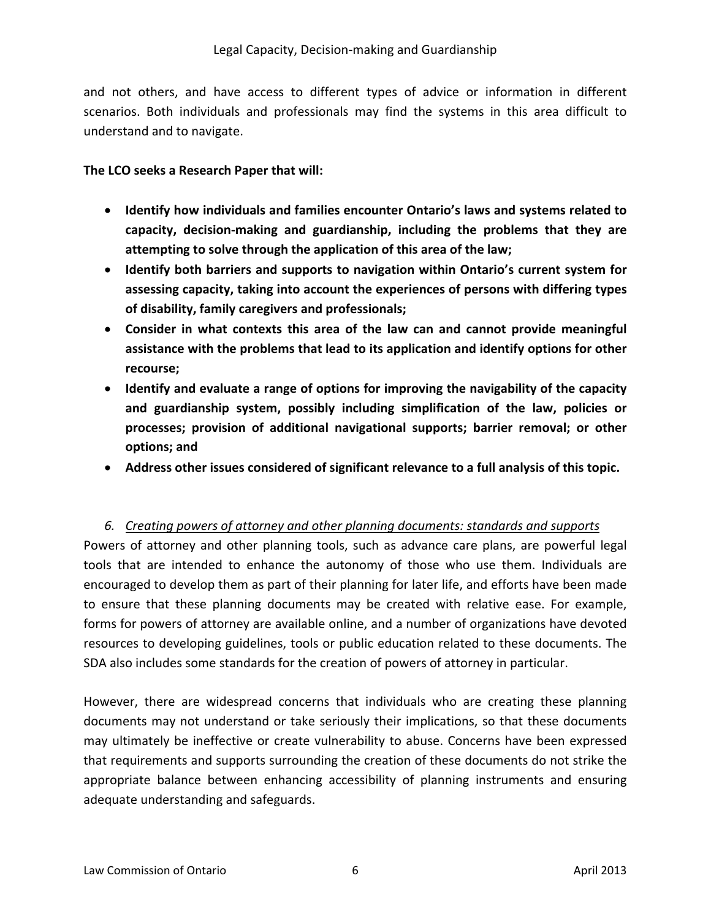and not others, and have access to different types of advice or information in different scenarios. Both individuals and professionals may find the systems in this area difficult to understand and to navigate.

**The LCO seeks a Research Paper that will:**

- **Identify how individuals and families encounter Ontario's laws and systems related to capacity, decision-making and guardianship, including the problems that they are attempting to solve through the application of this area of the law;**
- **Identify both barriers and supports to navigation within Ontario's current system for assessing capacity, taking into account the experiences of persons with differing types of disability, family caregivers and professionals;**
- **Consider in what contexts this area of the law can and cannot provide meaningful assistance with the problems that lead to its application and identify options for other recourse;**
- **Identify and evaluate a range of options for improving the navigability of the capacity and guardianship system, possibly including simplification of the law, policies or processes; provision of additional navigational supports; barrier removal; or other options; and**
- **Address other issues considered of significant relevance to a full analysis of this topic.**

### 6. *Creating powers of attorney and other planning documents: standards and supports*

Powers of attorney and other planning tools, such as advance care plans, are powerful legal tools that are intended to enhance the autonomy of those who use them. Individuals are encouraged to develop them as part of their planning for later life, and efforts have been made to ensure that these planning documents may be created with relative ease. For example, forms for powers of attorney are available online, and a number of organizations have devoted resources to developing guidelines, tools or public education related to these documents. The SDA also includes some standards for the creation of powers of attorney in particular.

However, there are widespread concerns that individuals who are creating these planning documents may not understand or take seriously their implications, so that these documents may ultimately be ineffective or create vulnerability to abuse. Concerns have been expressed that requirements and supports surrounding the creation of these documents do not strike the appropriate balance between enhancing accessibility of planning instruments and ensuring adequate understanding and safeguards.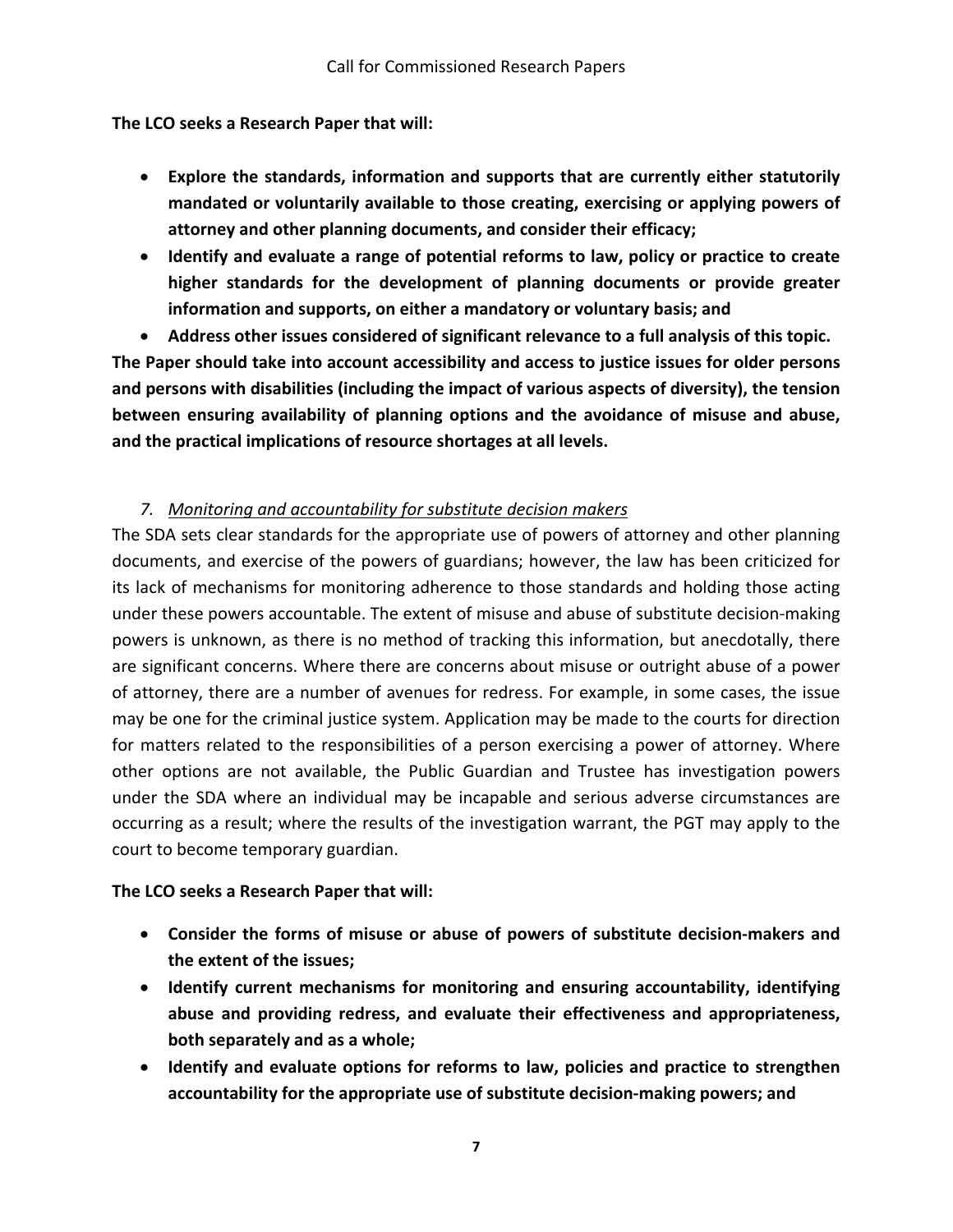**The LCO seeks a Research Paper that will:**

- **Explore the standards, information and supports that are currently either statutorily mandated or voluntarily available to those creating, exercising or applying powers of attorney and other planning documents, and consider their efficacy;**
- **Identify and evaluate a range of potential reforms to law, policy or practice to create higher standards for the development of planning documents or provide greater information and supports, on either a mandatory or voluntary basis; and**
- **Address other issues considered of significant relevance to a full analysis of this topic.**

**The Paper should take into account accessibility and access to justice issues for older persons and persons with disabilities (including the impact of various aspects of diversity), the tension between ensuring availability of planning options and the avoidance of misuse and abuse, and the practical implications of resource shortages at all levels.**

### *7. Monitoring and accountability for substitute decision makers*

The SDA sets clear standards for the appropriate use of powers of attorney and other planning documents, and exercise of the powers of guardians; however, the law has been criticized for its lack of mechanisms for monitoring adherence to those standards and holding those acting under these powers accountable. The extent of misuse and abuse of substitute decision-making powers is unknown, as there is no method of tracking this information, but anecdotally, there are significant concerns. Where there are concerns about misuse or outright abuse of a power of attorney, there are a number of avenues for redress. For example, in some cases, the issue may be one for the criminal justice system. Application may be made to the courts for direction for matters related to the responsibilities of a person exercising a power of attorney. Where other options are not available, the Public Guardian and Trustee has investigation powers under the SDA where an individual may be incapable and serious adverse circumstances are occurring as a result; where the results of the investigation warrant, the PGT may apply to the court to become temporary guardian.

**The LCO seeks a Research Paper that will:**

- **Consider the forms of misuse or abuse of powers of substitute decision-makers and the extent of the issues;**
- **Identify current mechanisms for monitoring and ensuring accountability, identifying abuse and providing redress, and evaluate their effectiveness and appropriateness, both separately and as a whole;**
- **Identify and evaluate options for reforms to law, policies and practice to strengthen accountability for the appropriate use of substitute decision-making powers; and**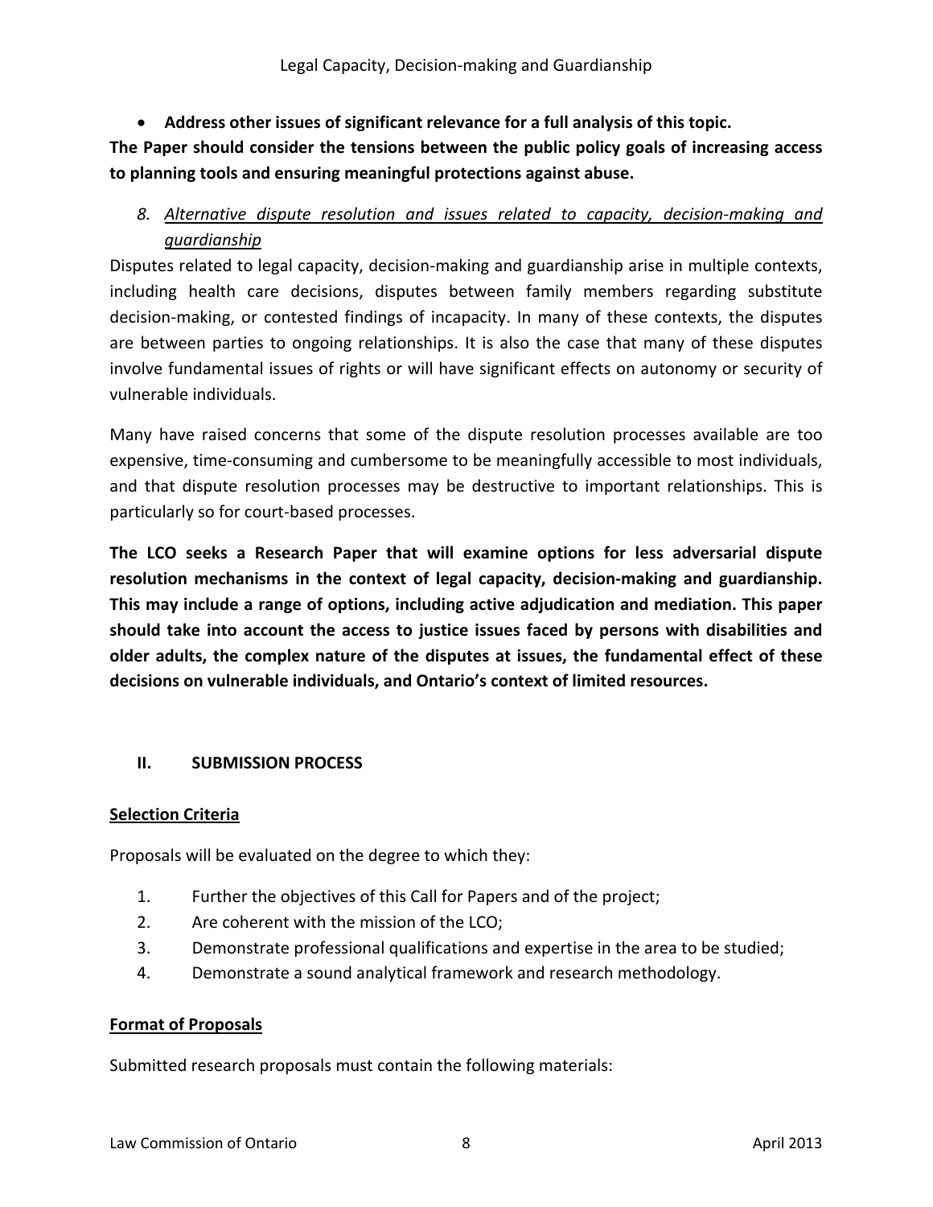- **Address other issues of significant relevance for a full analysis of this topic.**

**The Paper should consider the tensions between the public policy goals of increasing access to planning tools and ensuring meaningful protections against abuse.**

8. *Alternative dispute resolution and issues related to capacity, decision-making and guardianship*

Disputes related to legal capacity, decision-making and guardianship arise in multiple contexts, including health care decisions, disputes between family members regarding substitute decision-making, or contested findings of incapacity. In many of these contexts, the disputes are between parties to ongoing relationships. It is also the case that many of these disputes involve fundamental issues of rights or will have significant effects on autonomy or security of vulnerable individuals.

Many have raised concerns that some of the dispute resolution processes available are too expensive, time-consuming and cumbersome to be meaningfully accessible to most individuals, and that dispute resolution processes may be destructive to important relationships. This is particularly so for court-based processes.

**The LCO seeks a Research Paper that will examine options for less adversarial dispute resolution mechanisms in the context of legal capacity, decision-making and guardianship. This may include a range of options, including active adjudication and mediation. This paper should take into account the access to justice issues faced by persons with disabilities and older adults, the complex nature of the disputes at issues, the fundamental effect of these decisions on vulnerable individuals, and Ontario's context of limited resources.**

## II. SUBMISSION PROCESS

### Selection Criteria

Proposals will be evaluated on the degree to which they:

1. Further the objectives of this Call for Papers and of the project;
2. Are coherent with the mission of the LCO;
3. Demonstrate professional qualifications and expertise in the area to be studied;
4. Demonstrate a sound analytical framework and research methodology.

### Format of Proposals

Submitted research proposals must contain the following materials: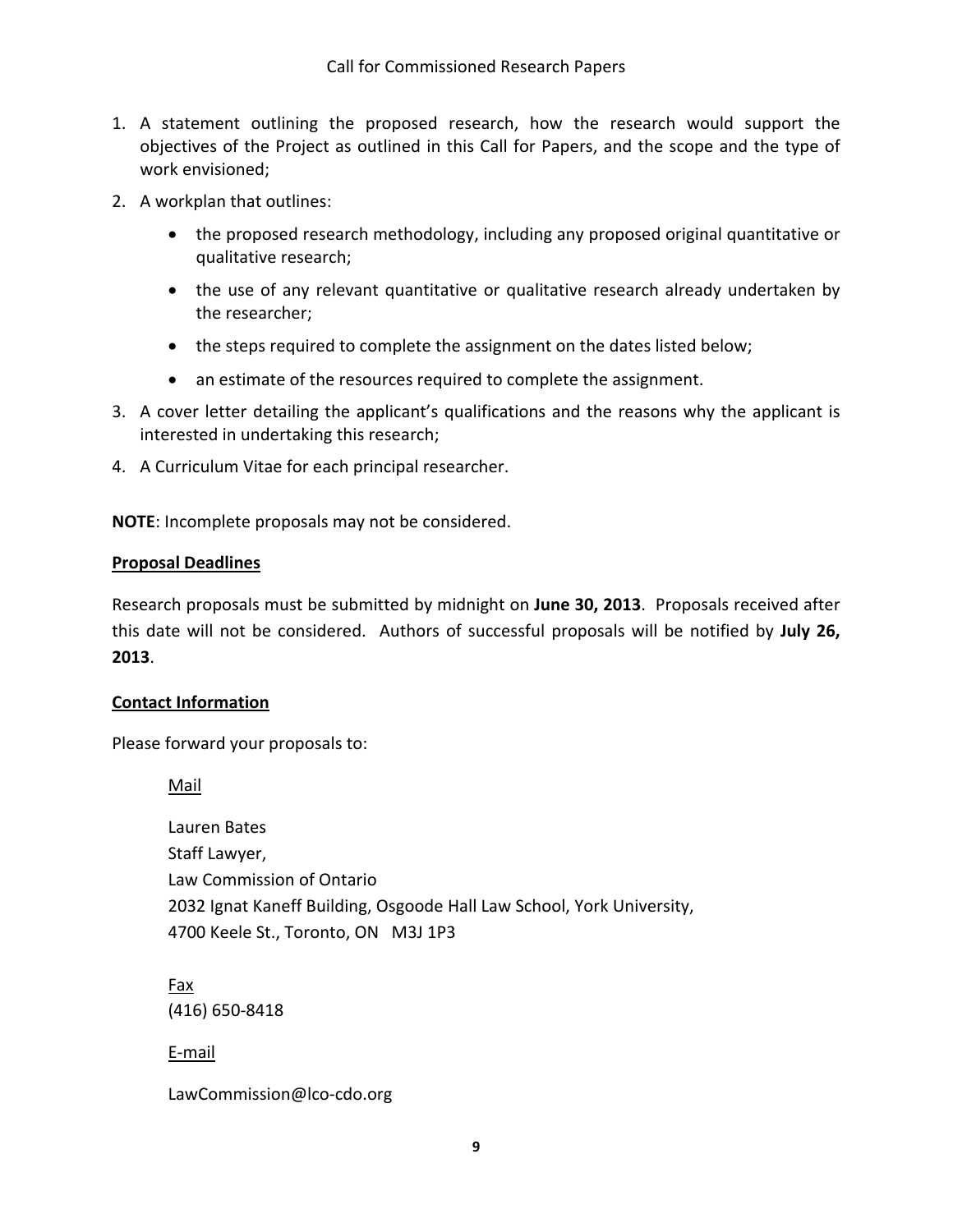1. A statement outlining the proposed research, how the research would support the objectives of the Project as outlined in this Call for Papers, and the scope and the type of work envisioned;
2. A workplan that outlines:
    - the proposed research methodology, including any proposed original quantitative or qualitative research;
    - the use of any relevant quantitative or qualitative research already undertaken by the researcher;
    - the steps required to complete the assignment on the dates listed below;
    - an estimate of the resources required to complete the assignment.
3. A cover letter detailing the applicant's qualifications and the reasons why the applicant is interested in undertaking this research;
4. A Curriculum Vitae for each principal researcher.

**NOTE**: Incomplete proposals may not be considered.

## Proposal Deadlines

Research proposals must be submitted by midnight on **June 30, 2013**. Proposals received after this date will not be considered. Authors of successful proposals will be notified by **July 26, 2013**.

## Contact Information

Please forward your proposals to:

Mail

Lauren Bates
Staff Lawyer,
Law Commission of Ontario
2032 Ignat Kaneff Building, Osgoode Hall Law School, York University,
4700 Keele St., Toronto, ON M3J 1P3

Fax
(416) 650-8418

E-mail

LawCommission@lco-cdo.org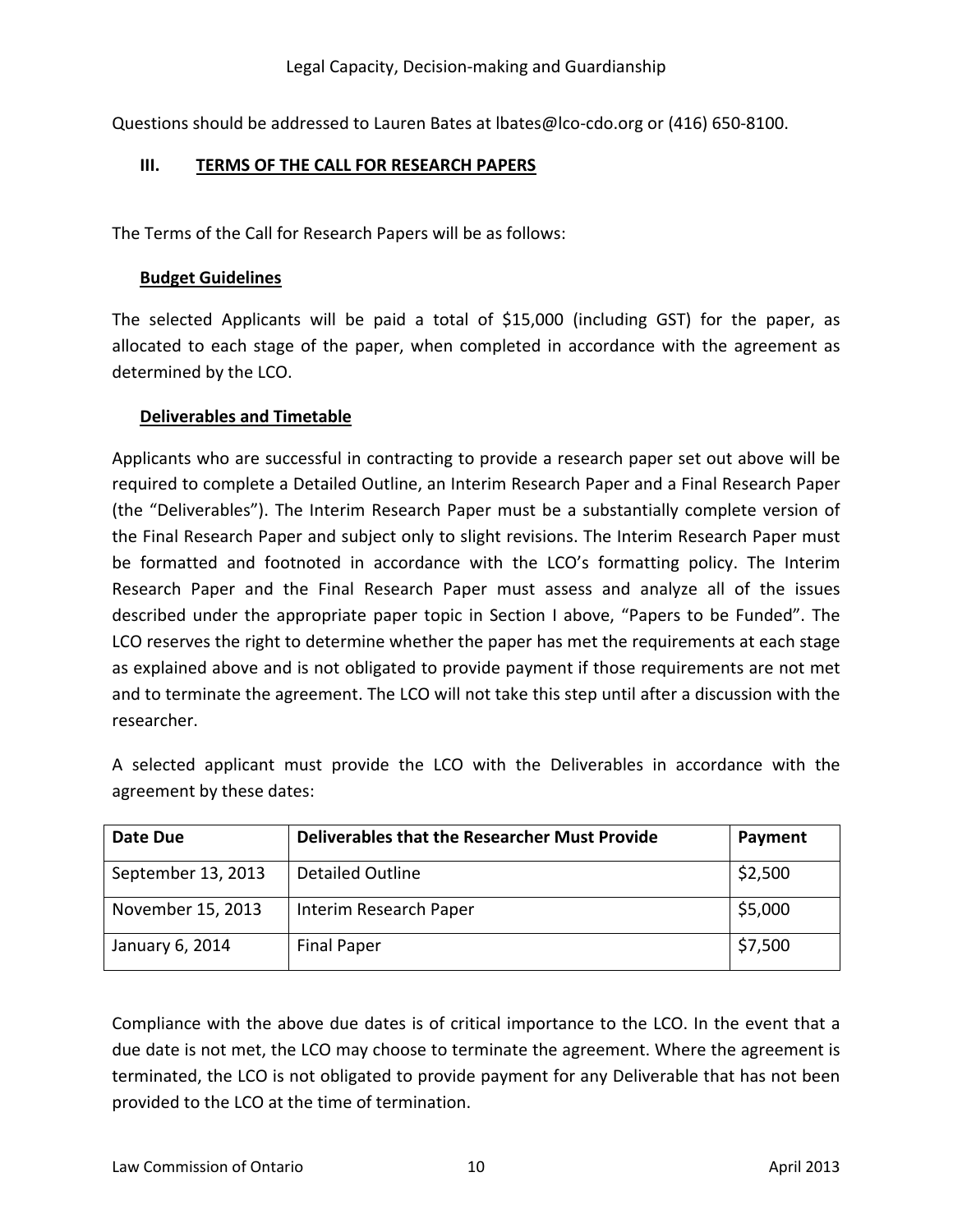Questions should be addressed to Lauren Bates at lbates@lco-cdo.org or (416) 650-8100.

## III. TERMS OF THE CALL FOR RESEARCH PAPERS

The Terms of the Call for Research Papers will be as follows:

### Budget Guidelines

The selected Applicants will be paid a total of $15,000 (including GST) for the paper, as allocated to each stage of the paper, when completed in accordance with the agreement as determined by the LCO.

### Deliverables and Timetable

Applicants who are successful in contracting to provide a research paper set out above will be required to complete a Detailed Outline, an Interim Research Paper and a Final Research Paper (the "Deliverables"). The Interim Research Paper must be a substantially complete version of the Final Research Paper and subject only to slight revisions. The Interim Research Paper must be formatted and footnoted in accordance with the LCO's formatting policy. The Interim Research Paper and the Final Research Paper must assess and analyze all of the issues described under the appropriate paper topic in Section I above, "Papers to be Funded". The LCO reserves the right to determine whether the paper has met the requirements at each stage as explained above and is not obligated to provide payment if those requirements are not met and to terminate the agreement. The LCO will not take this step until after a discussion with the researcher.

A selected applicant must provide the LCO with the Deliverables in accordance with the agreement by these dates:

| Date Due | Deliverables that the Researcher Must Provide | Payment |
|---|---|---|
| September 13, 2013 | Detailed Outline | $2,500 |
| November 15, 2013 | Interim Research Paper | $5,000 |
| January 6, 2014 | Final Paper | $7,500 |

Compliance with the above due dates is of critical importance to the LCO. In the event that a due date is not met, the LCO may choose to terminate the agreement. Where the agreement is terminated, the LCO is not obligated to provide payment for any Deliverable that has not been provided to the LCO at the time of termination.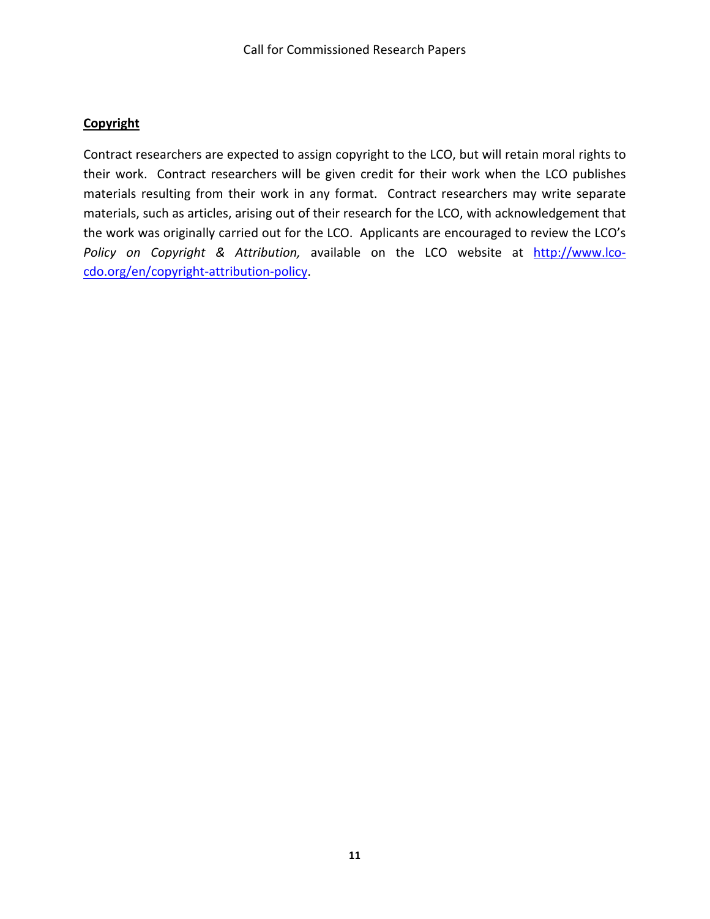**Copyright**

Contract researchers are expected to assign copyright to the LCO, but will retain moral rights to their work. Contract researchers will be given credit for their work when the LCO publishes materials resulting from their work in any format. Contract researchers may write separate materials, such as articles, arising out of their research for the LCO, with acknowledgement that the work was originally carried out for the LCO. Applicants are encouraged to review the LCO's *Policy on Copyright & Attribution,* available on the LCO website at [http://www.lco-cdo.org/en/copyright-attribution-policy](http://www.lco-cdo.org/en/copyright-attribution-policy).